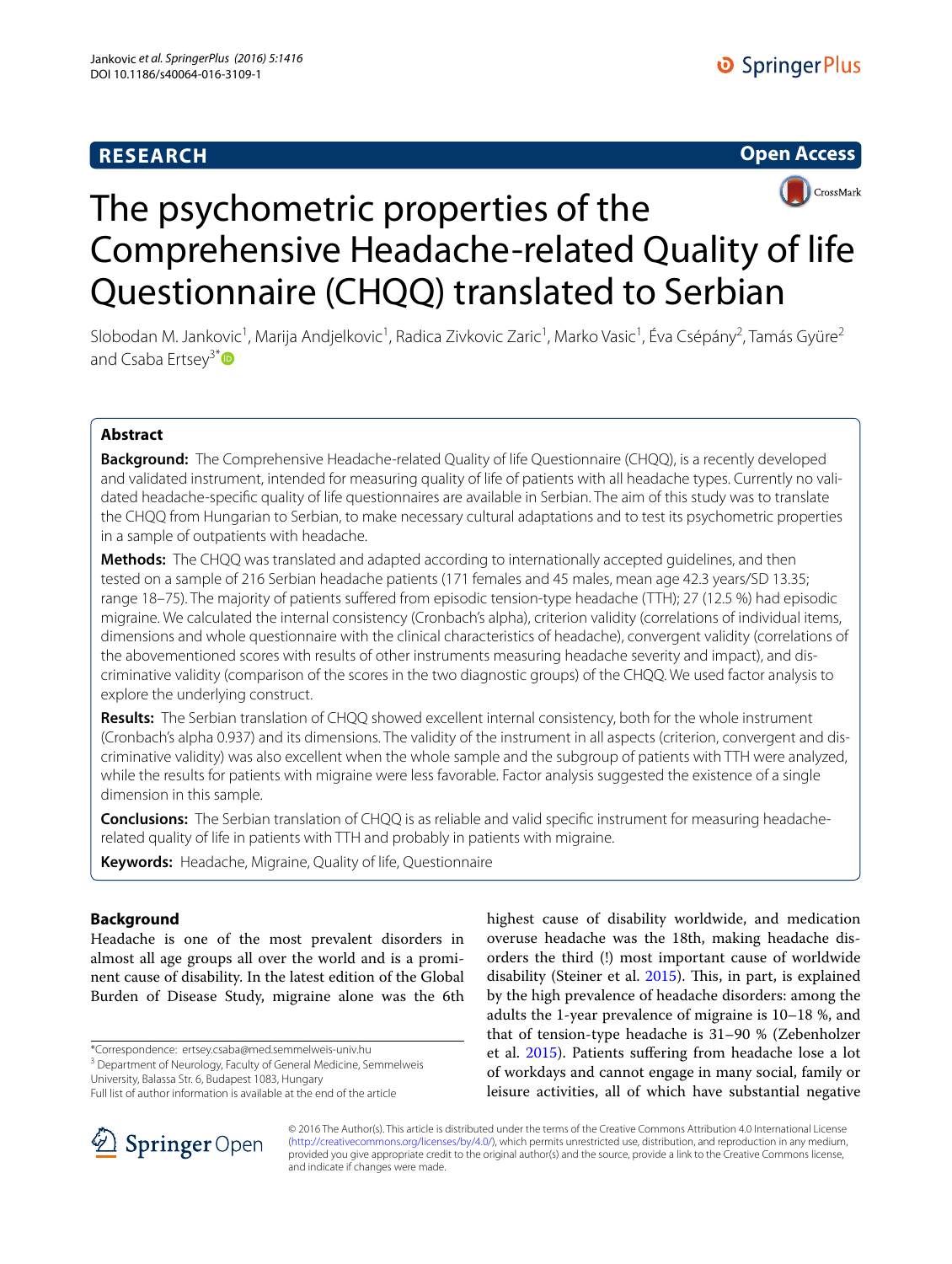RESEARCH

Open Access

# The psychometric properties of the Comprehensive Headache-related Quality of life Questionnaire (CHQQ) translated to Serbian

Slobodan M. Jankovic[1], Marija Andjelkovic[1], Radica Zivkovic Zaric[1], Marko Vasic[1], Éva Csépány[2], Tamás Gyüre[2] and Csaba Ertsey[3*]

## Abstract

**Background:** The Comprehensive Headache-related Quality of life Questionnaire (CHQQ), is a recently developed and validated instrument, intended for measuring quality of life of patients with all headache types. Currently no validated headache-specific quality of life questionnaires are available in Serbian. The aim of this study was to translate the CHQQ from Hungarian to Serbian, to make necessary cultural adaptations and to test its psychometric properties in a sample of outpatients with headache.

**Methods:** The CHQQ was translated and adapted according to internationally accepted guidelines, and then tested on a sample of 216 Serbian headache patients (171 females and 45 males, mean age 42.3 years/SD 13.35; range 18–75). The majority of patients suffered from episodic tension-type headache (TTH); 27 (12.5 %) had episodic migraine. We calculated the internal consistency (Cronbach's alpha), criterion validity (correlations of individual items, dimensions and whole questionnaire with the clinical characteristics of headache), convergent validity (correlations of the abovementioned scores with results of other instruments measuring headache severity and impact), and discriminative validity (comparison of the scores in the two diagnostic groups) of the CHQQ. We used factor analysis to explore the underlying construct.

**Results:** The Serbian translation of CHQQ showed excellent internal consistency, both for the whole instrument (Cronbach's alpha 0.937) and its dimensions. The validity of the instrument in all aspects (criterion, convergent and discriminative validity) was also excellent when the whole sample and the subgroup of patients with TTH were analyzed, while the results for patients with migraine were less favorable. Factor analysis suggested the existence of a single dimension in this sample.

**Conclusions:** The Serbian translation of CHQQ is as reliable and valid specific instrument for measuring headache-related quality of life in patients with TTH and probably in patients with migraine.

**Keywords:** Headache, Migraine, Quality of life, Questionnaire

## Background

Headache is one of the most prevalent disorders in almost all age groups all over the world and is a prominent cause of disability. In the latest edition of the Global Burden of Disease Study, migraine alone was the 6th highest cause of disability worldwide, and medication overuse headache was the 18th, making headache disorders the third (!) most important cause of worldwide disability (Steiner et al. 2015). This, in part, is explained by the high prevalence of headache disorders: among the adults the 1-year prevalence of migraine is 10–18 %, and that of tension-type headache is 31–90 % (Zebenholzer et al. 2015). Patients suffering from headache lose a lot of workdays and cannot engage in many social, family or leisure activities, all of which have substantial negative

*Correspondence: ertsey.csaba@med.semmelweis-univ.hu
[3] Department of Neurology, Faculty of General Medicine, Semmelweis University, Balassa Str. 6, Budapest 1083, Hungary
Full list of author information is available at the end of the article

© 2016 The Author(s). This article is distributed under the terms of the Creative Commons Attribution 4.0 International License (http://creativecommons.org/licenses/by/4.0/), which permits unrestricted use, distribution, and reproduction in any medium, provided you give appropriate credit to the original author(s) and the source, provide a link to the Creative Commons license, and indicate if changes were made.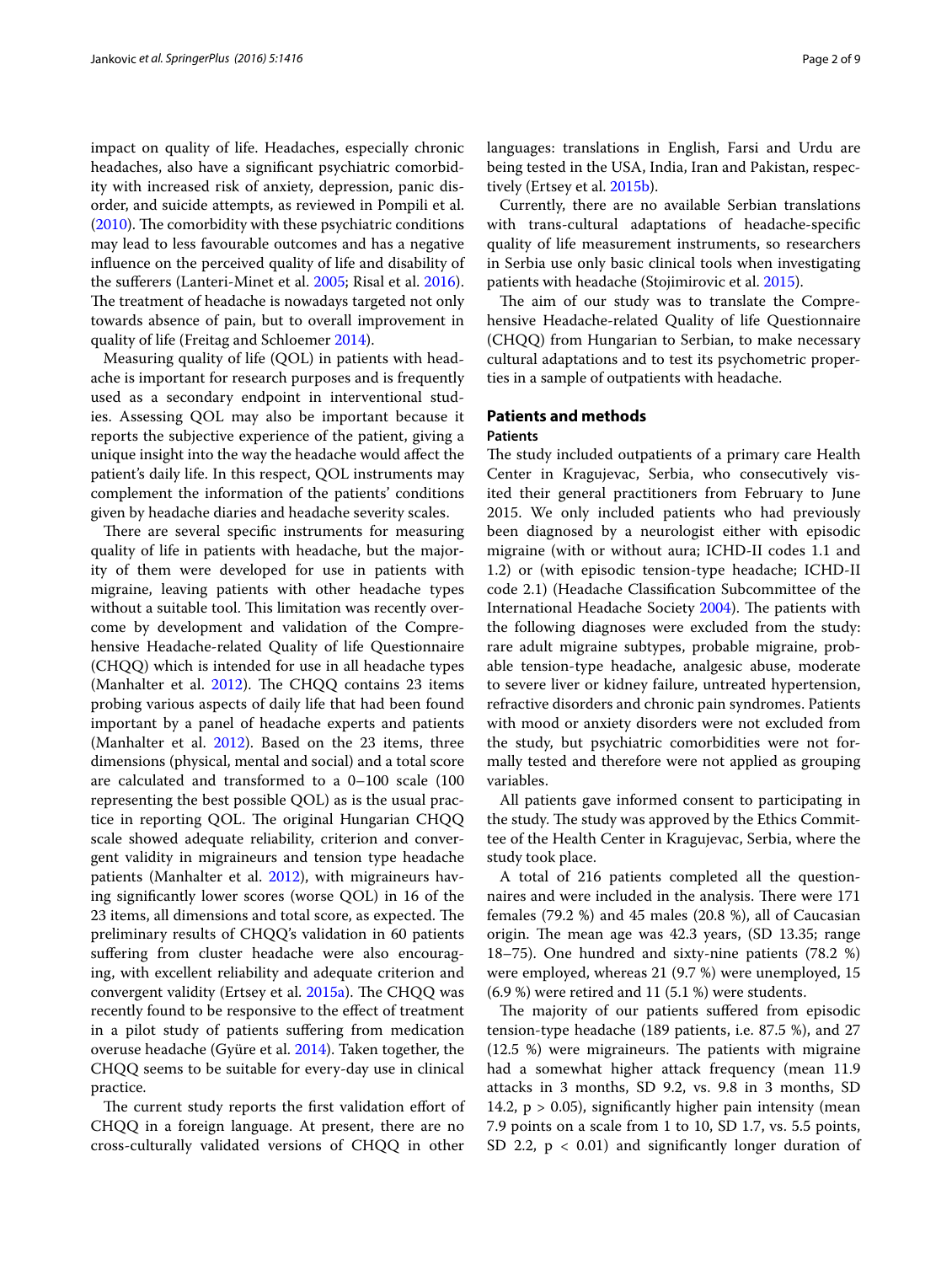impact on quality of life. Headaches, especially chronic headaches, also have a significant psychiatric comorbidity with increased risk of anxiety, depression, panic disorder, and suicide attempts, as reviewed in Pompili et al. (2010). The comorbidity with these psychiatric conditions may lead to less favourable outcomes and has a negative influence on the perceived quality of life and disability of the sufferers (Lanteri-Minet et al. 2005; Risal et al. 2016). The treatment of headache is nowadays targeted not only towards absence of pain, but to overall improvement in quality of life (Freitag and Schloemer 2014).

Measuring quality of life (QOL) in patients with headache is important for research purposes and is frequently used as a secondary endpoint in interventional studies. Assessing QOL may also be important because it reports the subjective experience of the patient, giving a unique insight into the way the headache would affect the patient's daily life. In this respect, QOL instruments may complement the information of the patients' conditions given by headache diaries and headache severity scales.

There are several specific instruments for measuring quality of life in patients with headache, but the majority of them were developed for use in patients with migraine, leaving patients with other headache types without a suitable tool. This limitation was recently overcome by development and validation of the Comprehensive Headache-related Quality of life Questionnaire (CHQQ) which is intended for use in all headache types (Manhalter et al. 2012). The CHQQ contains 23 items probing various aspects of daily life that had been found important by a panel of headache experts and patients (Manhalter et al. 2012). Based on the 23 items, three dimensions (physical, mental and social) and a total score are calculated and transformed to a 0–100 scale (100 representing the best possible QOL) as is the usual practice in reporting QOL. The original Hungarian CHQQ scale showed adequate reliability, criterion and convergent validity in migraineurs and tension type headache patients (Manhalter et al. 2012), with migraineurs having significantly lower scores (worse QOL) in 16 of the 23 items, all dimensions and total score, as expected. The preliminary results of CHQQ's validation in 60 patients suffering from cluster headache were also encouraging, with excellent reliability and adequate criterion and convergent validity (Ertsey et al. 2015a). The CHQQ was recently found to be responsive to the effect of treatment in a pilot study of patients suffering from medication overuse headache (Gyüre et al. 2014). Taken together, the CHQQ seems to be suitable for every-day use in clinical practice.

The current study reports the first validation effort of CHQQ in a foreign language. At present, there are no cross-culturally validated versions of CHQQ in other languages: translations in English, Farsi and Urdu are being tested in the USA, India, Iran and Pakistan, respectively (Ertsey et al. 2015b).

Currently, there are no available Serbian translations with trans-cultural adaptations of headache-specific quality of life measurement instruments, so researchers in Serbia use only basic clinical tools when investigating patients with headache (Stojimirovic et al. 2015).

The aim of our study was to translate the Comprehensive Headache-related Quality of life Questionnaire (CHQQ) from Hungarian to Serbian, to make necessary cultural adaptations and to test its psychometric properties in a sample of outpatients with headache.

## Patients and methods

### Patients

The study included outpatients of a primary care Health Center in Kragujevac, Serbia, who consecutively visited their general practitioners from February to June 2015. We only included patients who had previously been diagnosed by a neurologist either with episodic migraine (with or without aura; ICHD-II codes 1.1 and 1.2) or (with episodic tension-type headache; ICHD-II code 2.1) (Headache Classification Subcommittee of the International Headache Society 2004). The patients with the following diagnoses were excluded from the study: rare adult migraine subtypes, probable migraine, probable tension-type headache, analgesic abuse, moderate to severe liver or kidney failure, untreated hypertension, refractive disorders and chronic pain syndromes. Patients with mood or anxiety disorders were not excluded from the study, but psychiatric comorbidities were not formally tested and therefore were not applied as grouping variables.

All patients gave informed consent to participating in the study. The study was approved by the Ethics Committee of the Health Center in Kragujevac, Serbia, where the study took place.

A total of 216 patients completed all the questionnaires and were included in the analysis. There were 171 females (79.2 %) and 45 males (20.8 %), all of Caucasian origin. The mean age was 42.3 years, (SD 13.35; range 18–75). One hundred and sixty-nine patients (78.2 %) were employed, whereas 21 (9.7 %) were unemployed, 15 (6.9 %) were retired and 11 (5.1 %) were students.

The majority of our patients suffered from episodic tension-type headache (189 patients, i.e. 87.5 %), and 27 (12.5 %) were migraineurs. The patients with migraine had a somewhat higher attack frequency (mean 11.9 attacks in 3 months, SD 9.2, vs. 9.8 in 3 months, SD 14.2, $p > 0.05$), significantly higher pain intensity (mean 7.9 points on a scale from 1 to 10, SD 1.7, vs. 5.5 points, SD 2.2, $p < 0.01$) and significantly longer duration of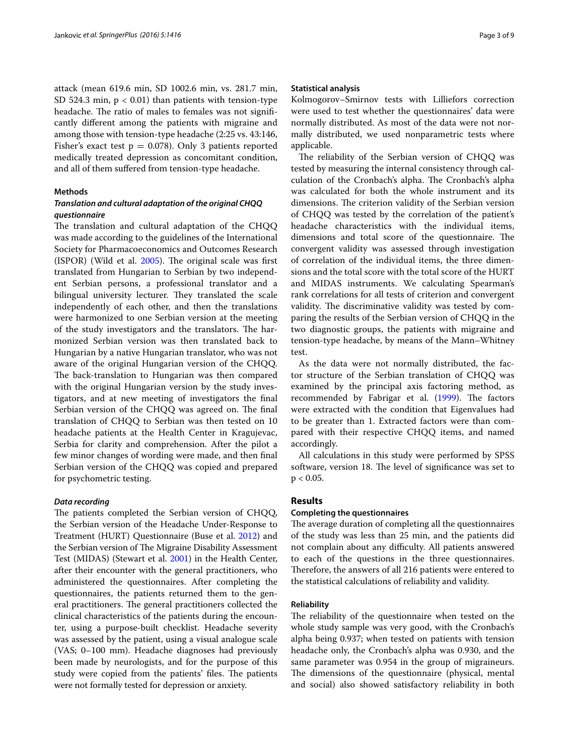attack (mean 619.6 min, SD 1002.6 min, vs. 281.7 min, SD 524.3 min, $p < 0.01$) than patients with tension-type headache. The ratio of males to females was not significantly different among the patients with migraine and among those with tension-type headache (2:25 vs. 43:146, Fisher's exact test $p = 0.078$). Only 3 patients reported medically treated depression as concomitant condition, and all of them suffered from tension-type headache.

## Methods

### *Translation and cultural adaptation of the original CHQQ questionnaire*

The translation and cultural adaptation of the CHQQ was made according to the guidelines of the International Society for Pharmacoeconomics and Outcomes Research (ISPOR) (Wild et al. 2005). The original scale was first translated from Hungarian to Serbian by two independent Serbian persons, a professional translator and a bilingual university lecturer. They translated the scale independently of each other, and then the translations were harmonized to one Serbian version at the meeting of the study investigators and the translators. The harmonized Serbian version was then translated back to Hungarian by a native Hungarian translator, who was not aware of the original Hungarian version of the CHQQ. The back-translation to Hungarian was then compared with the original Hungarian version by the study investigators, and at new meeting of investigators the final Serbian version of the CHQQ was agreed on. The final translation of CHQQ to Serbian was then tested on 10 headache patients at the Health Center in Kragujevac, Serbia for clarity and comprehension. After the pilot a few minor changes of wording were made, and then final Serbian version of the CHQQ was copied and prepared for psychometric testing.

### *Data recording*

The patients completed the Serbian version of CHQQ, the Serbian version of the Headache Under-Response to Treatment (HURT) Questionnaire (Buse et al. 2012) and the Serbian version of The Migraine Disability Assessment Test (MIDAS) (Stewart et al. 2001) in the Health Center, after their encounter with the general practitioners, who administered the questionnaires. After completing the questionnaires, the patients returned them to the general practitioners. The general practitioners collected the clinical characteristics of the patients during the encounter, using a purpose-built checklist. Headache severity was assessed by the patient, using a visual analogue scale (VAS; 0–100 mm). Headache diagnoses had previously been made by neurologists, and for the purpose of this study were copied from the patients' files. The patients were not formally tested for depression or anxiety.

### Statistical analysis

Kolmogorov–Smirnov tests with Lilliefors correction were used to test whether the questionnaires' data were normally distributed. As most of the data were not normally distributed, we used nonparametric tests where applicable.

The reliability of the Serbian version of CHQQ was tested by measuring the internal consistency through calculation of the Cronbach's alpha. The Cronbach's alpha was calculated for both the whole instrument and its dimensions. The criterion validity of the Serbian version of CHQQ was tested by the correlation of the patient's headache characteristics with the individual items, dimensions and total score of the questionnaire. The convergent validity was assessed through investigation of correlation of the individual items, the three dimensions and the total score with the total score of the HURT and MIDAS instruments. We calculating Spearman's rank correlations for all tests of criterion and convergent validity. The discriminative validity was tested by comparing the results of the Serbian version of CHQQ in the two diagnostic groups, the patients with migraine and tension-type headache, by means of the Mann–Whitney test.

As the data were not normally distributed, the factor structure of the Serbian translation of CHQQ was examined by the principal axis factoring method, as recommended by Fabrigar et al. (1999). The factors were extracted with the condition that Eigenvalues had to be greater than 1. Extracted factors were than compared with their respective CHQQ items, and named accordingly.

All calculations in this study were performed by SPSS software, version 18. The level of significance was set to $p < 0.05$.

## Results

### Completing the questionnaires

The average duration of completing all the questionnaires of the study was less than 25 min, and the patients did not complain about any difficulty. All patients answered to each of the questions in the three questionnaires. Therefore, the answers of all 216 patients were entered to the statistical calculations of reliability and validity.

### Reliability

The reliability of the questionnaire when tested on the whole study sample was very good, with the Cronbach's alpha being 0.937; when tested on patients with tension headache only, the Cronbach's alpha was 0.930, and the same parameter was 0.954 in the group of migraineurs. The dimensions of the questionnaire (physical, mental and social) also showed satisfactory reliability in both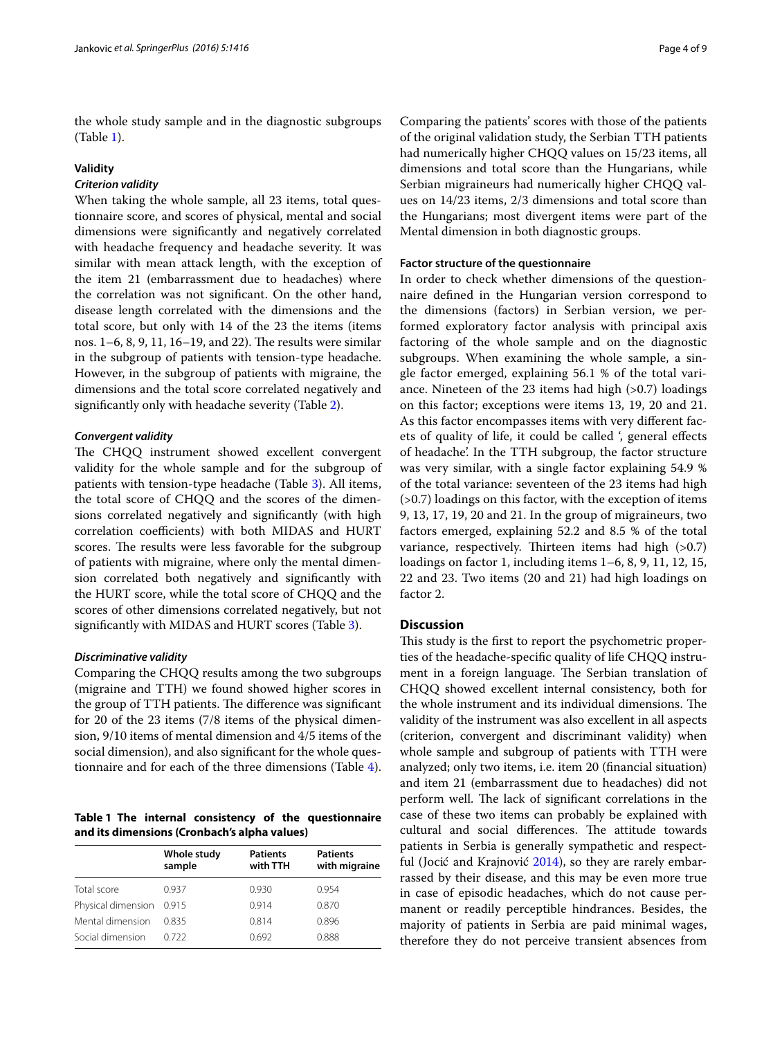the whole study sample and in the diagnostic subgroups (Table 1).

### Validity

#### *Criterion validity*

When taking the whole sample, all 23 items, total questionnaire score, and scores of physical, mental and social dimensions were significantly and negatively correlated with headache frequency and headache severity. It was similar with mean attack length, with the exception of the item 21 (embarrassment due to headaches) where the correlation was not significant. On the other hand, disease length correlated with the dimensions and the total score, but only with 14 of the 23 the items (items nos. 1–6, 8, 9, 11, 16–19, and 22). The results were similar in the subgroup of patients with tension-type headache. However, in the subgroup of patients with migraine, the dimensions and the total score correlated negatively and significantly only with headache severity (Table 2).

#### *Convergent validity*

The CHQQ instrument showed excellent convergent validity for the whole sample and for the subgroup of patients with tension-type headache (Table 3). All items, the total score of CHQQ and the scores of the dimensions correlated negatively and significantly (with high correlation coefficients) with both MIDAS and HURT scores. The results were less favorable for the subgroup of patients with migraine, where only the mental dimension correlated both negatively and significantly with the HURT score, while the total score of CHQQ and the scores of other dimensions correlated negatively, but not significantly with MIDAS and HURT scores (Table 3).

#### *Discriminative validity*

Comparing the CHQQ results among the two subgroups (migraine and TTH) we found showed higher scores in the group of TTH patients. The difference was significant for 20 of the 23 items (7/8 items of the physical dimension, 9/10 items of mental dimension and 4/5 items of the social dimension), and also significant for the whole questionnaire and for each of the three dimensions (Table 4).

**Table 1 The internal consistency of the questionnaire and its dimensions (Cronbach's alpha values)**

| | Whole study sample | Patients with TTH | Patients with migraine |
|---|---|---|---|
| Total score | 0.937 | 0.930 | 0.954 |
| Physical dimension | 0.915 | 0.914 | 0.870 |
| Mental dimension | 0.835 | 0.814 | 0.896 |
| Social dimension | 0.722 | 0.692 | 0.888 |

Comparing the patients' scores with those of the patients of the original validation study, the Serbian TTH patients had numerically higher CHQQ values on 15/23 items, all dimensions and total score than the Hungarians, while Serbian migraineurs had numerically higher CHQQ values on 14/23 items, 2/3 dimensions and total score than the Hungarians; most divergent items were part of the Mental dimension in both diagnostic groups.

### Factor structure of the questionnaire

In order to check whether dimensions of the questionnaire defined in the Hungarian version correspond to the dimensions (factors) in Serbian version, we performed exploratory factor analysis with principal axis factoring of the whole sample and on the diagnostic subgroups. When examining the whole sample, a single factor emerged, explaining 56.1 % of the total variance. Nineteen of the 23 items had high (>0.7) loadings on this factor; exceptions were items 13, 19, 20 and 21. As this factor encompasses items with very different facets of quality of life, it could be called ', general effects of headache'. In the TTH subgroup, the factor structure was very similar, with a single factor explaining 54.9 % of the total variance: seventeen of the 23 items had high (>0.7) loadings on this factor, with the exception of items 9, 13, 17, 19, 20 and 21. In the group of migraineurs, two factors emerged, explaining 52.2 and 8.5 % of the total variance, respectively. Thirteen items had high (>0.7) loadings on factor 1, including items 1–6, 8, 9, 11, 12, 15, 22 and 23. Two items (20 and 21) had high loadings on factor 2.

## Discussion

This study is the first to report the psychometric properties of the headache-specific quality of life CHQQ instrument in a foreign language. The Serbian translation of CHQQ showed excellent internal consistency, both for the whole instrument and its individual dimensions. The validity of the instrument was also excellent in all aspects (criterion, convergent and discriminant validity) when whole sample and subgroup of patients with TTH were analyzed; only two items, i.e. item 20 (financial situation) and item 21 (embarrassment due to headaches) did not perform well. The lack of significant correlations in the case of these two items can probably be explained with cultural and social differences. The attitude towards patients in Serbia is generally sympathetic and respectful (Jocić and Krajnović 2014), so they are rarely embarrassed by their disease, and this may be even more true in case of episodic headaches, which do not cause permanent or readily perceptible hindrances. Besides, the majority of patients in Serbia are paid minimal wages, therefore they do not perceive transient absences from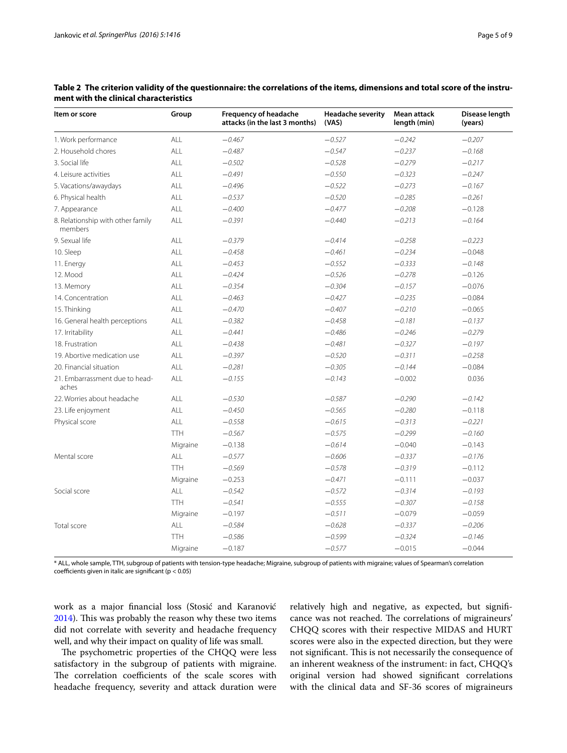**Table 2 The criterion validity of the questionnaire: the correlations of the items, dimensions and total score of the instrument with the clinical characteristics**

| Item or score | Group | Frequency of headache attacks (in the last 3 months) | Headache severity (VAS) | Mean attack length (min) | Disease length (years) |
|---|---|---|---|---|---|
| 1. Work performance | ALL | *−0.467* | *−0.527* | *−0.242* | *−0.207* |
| 2. Household chores | ALL | *−0.487* | *−0.547* | *−0.237* | *−0.168* |
| 3. Social life | ALL | *−0.502* | *−0.528* | *−0.279* | *−0.217* |
| 4. Leisure activities | ALL | *−0.491* | *−0.550* | *−0.323* | *−0.247* |
| 5. Vacations/awaydays | ALL | *−0.496* | *−0.522* | *−0.273* | *−0.167* |
| 6. Physical health | ALL | *−0.537* | *−0.520* | *−0.285* | *−0.261* |
| 7. Appearance | ALL | *−0.400* | *−0.477* | *−0.208* | −0.128 |
| 8. Relationship with other family members | ALL | *−0.391* | *−0.440* | *−0.213* | *−0.164* |
| 9. Sexual life | ALL | *−0.379* | *−0.414* | *−0.258* | *−0.223* |
| 10. Sleep | ALL | *−0.458* | *−0.461* | *−0.234* | −0.048 |
| 11. Energy | ALL | *−0.453* | *−0.552* | *−0.333* | *−0.148* |
| 12. Mood | ALL | *−0.424* | *−0.526* | *−0.278* | −0.126 |
| 13. Memory | ALL | *−0.354* | *−0.304* | *−0.157* | −0.076 |
| 14. Concentration | ALL | *−0.463* | *−0.427* | *−0.235* | −0.084 |
| 15. Thinking | ALL | *−0.470* | *−0.407* | *−0.210* | −0.065 |
| 16. General health perceptions | ALL | *−0.382* | *−0.458* | *−0.181* | *−0.137* |
| 17. Irritability | ALL | *−0.441* | *−0.486* | *−0.246* | *−0.279* |
| 18. Frustration | ALL | *−0.438* | *−0.481* | *−0.327* | *−0.197* |
| 19. Abortive medication use | ALL | *−0.397* | *−0.520* | *−0.311* | *−0.258* |
| 20. Financial situation | ALL | *−0.281* | *−0.305* | *−0.144* | −0.084 |
| 21. Embarrassment due to headaches | ALL | *−0.155* | *−0.143* | −0.002 | 0.036 |
| 22. Worries about headache | ALL | *−0.530* | *−0.587* | *−0.290* | *−0.142* |
| 23. Life enjoyment | ALL | *−0.450* | *−0.565* | *−0.280* | −0.118 |
| Physical score | ALL | *−0.558* | *−0.615* | *−0.313* | *−0.221* |
| | TTH | *−0.567* | *−0.575* | *−0.299* | *−0.160* |
| | Migraine | −0.138 | *−0.614* | −0.040 | −0.143 |
| Mental score | ALL | *−0.577* | *−0.606* | *−0.337* | *−0.176* |
| | TTH | *−0.569* | *−0.578* | *−0.319* | −0.112 |
| | Migraine | −0.253 | *−0.471* | −0.111 | −0.037 |
| Social score | ALL | *−0.542* | *−0.572* | *−0.314* | *−0.193* |
| | TTH | *−0.541* | *−0.555* | *−0.307* | *−0.158* |
| | Migraine | −0.197 | *−0.511* | −0.079 | −0.059 |
| Total score | ALL | *−0.584* | *−0.628* | *−0.337* | *−0.206* |
| | TTH | *−0.586* | *−0.599* | *−0.324* | *−0.146* |
| | Migraine | −0.187 | *−0.577* | −0.015 | −0.044 |

\* ALL, whole sample, TTH, subgroup of patients with tension-type headache; Migraine, subgroup of patients with migraine; values of Spearman's correlation coefficients given in italic are significant ($p < 0.05$)

work as a major financial loss (Stosić and Karanović 2014). This was probably the reason why these two items did not correlate with severity and headache frequency well, and why their impact on quality of life was small.

The psychometric properties of the CHQQ were less satisfactory in the subgroup of patients with migraine. The correlation coefficients of the scale scores with headache frequency, severity and attack duration were relatively high and negative, as expected, but significance was not reached. The correlations of migraineurs' CHQQ scores with their respective MIDAS and HURT scores were also in the expected direction, but they were not significant. This is not necessarily the consequence of an inherent weakness of the instrument: in fact, CHQQ's original version had showed significant correlations with the clinical data and SF-36 scores of migraineurs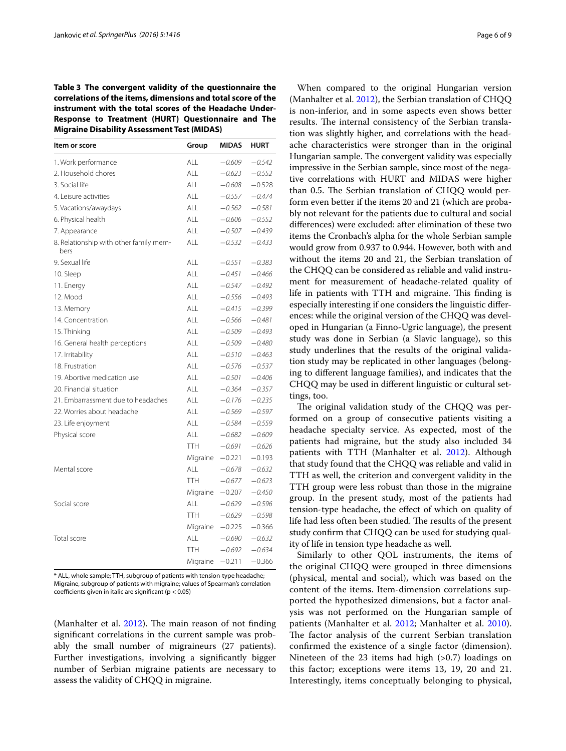**Table 3 The convergent validity of the questionnaire the correlations of the items, dimensions and total score of the instrument with the total scores of the Headache Under-Response to Treatment (HURT) Questionnaire and The Migraine Disability Assessment Test (MIDAS)**

| Item or score | Group | MIDAS | HURT |
|---|---|---|---|
| 1. Work performance | ALL | *−0.609* | *−0.542* |
| 2. Household chores | ALL | *−0.623* | *−0.552* |
| 3. Social life | ALL | *−0.608* | *−0.528* |
| 4. Leisure activities | ALL | *−0.557* | *−0.474* |
| 5. Vacations/awaydays | ALL | *−0.562* | *−0.581* |
| 6. Physical health | ALL | *−0.606* | *−0.552* |
| 7. Appearance | ALL | *−0.507* | *−0.439* |
| 8. Relationship with other family members | ALL | *−0.532* | *−0.433* |
| 9. Sexual life | ALL | *−0.551* | *−0.383* |
| 10. Sleep | ALL | *−0.451* | *−0.466* |
| 11. Energy | ALL | *−0.547* | *−0.492* |
| 12. Mood | ALL | *−0.556* | *−0.493* |
| 13. Memory | ALL | *−0.415* | *−0.399* |
| 14. Concentration | ALL | *−0.566* | *−0.481* |
| 15. Thinking | ALL | *−0.509* | *−0.493* |
| 16. General health perceptions | ALL | *−0.509* | *−0.480* |
| 17. Irritability | ALL | *−0.510* | *−0.463* |
| 18. Frustration | ALL | *−0.576* | *−0.537* |
| 19. Abortive medication use | ALL | *−0.501* | *−0.406* |
| 20. Financial situation | ALL | *−0.364* | *−0.357* |
| 21. Embarrassment due to headaches | ALL | *−0.176* | *−0.235* |
| 22. Worries about headache | ALL | *−0.569* | *−0.597* |
| 23. Life enjoyment | ALL | *−0.584* | *−0.559* |
| Physical score | ALL | *−0.682* | *−0.609* |
| | TTH | *−0.691* | *−0.626* |
| | Migraine | −0.221 | −0.193 |
| Mental score | ALL | *−0.678* | *−0.632* |
| | TTH | *−0.677* | *−0.623* |
| | Migraine | −0.207 | *−0.450* |
| Social score | ALL | *−0.629* | *−0.596* |
| | TTH | *−0.629* | *−0.598* |
| | Migraine | −0.225 | −0.366 |
| Total score | ALL | *−0.690* | *−0.632* |
| | TTH | *−0.692* | *−0.634* |
| | Migraine | −0.211 | −0.366 |

* ALL, whole sample; TTH, subgroup of patients with tension-type headache; Migraine, subgroup of patients with migraine; values of Spearman's correlation coefficients given in italic are significant ($p < 0.05$)

(Manhalter et al. 2012). The main reason of not finding significant correlations in the current sample was probably the small number of migraineurs (27 patients). Further investigations, involving a significantly bigger number of Serbian migraine patients are necessary to assess the validity of CHQQ in migraine.

When compared to the original Hungarian version (Manhalter et al. 2012), the Serbian translation of CHQQ is non-inferior, and in some aspects even shows better results. The internal consistency of the Serbian translation was slightly higher, and correlations with the headache characteristics were stronger than in the original Hungarian sample. The convergent validity was especially impressive in the Serbian sample, since most of the negative correlations with HURT and MIDAS were higher than 0.5. The Serbian translation of CHQQ would perform even better if the items 20 and 21 (which are probably not relevant for the patients due to cultural and social differences) were excluded: after elimination of these two items the Cronbach's alpha for the whole Serbian sample would grow from 0.937 to 0.944. However, both with and without the items 20 and 21, the Serbian translation of the CHQQ can be considered as reliable and valid instrument for measurement of headache-related quality of life in patients with TTH and migraine. This finding is especially interesting if one considers the linguistic differences: while the original version of the CHQQ was developed in Hungarian (a Finno-Ugric language), the present study was done in Serbian (a Slavic language), so this study underlines that the results of the original validation study may be replicated in other languages (belonging to different language families), and indicates that the CHQQ may be used in different linguistic or cultural settings, too.

The original validation study of the CHQQ was performed on a group of consecutive patients visiting a headache specialty service. As expected, most of the patients had migraine, but the study also included 34 patients with TTH (Manhalter et al. 2012). Although that study found that the CHQQ was reliable and valid in TTH as well, the criterion and convergent validity in the TTH group were less robust than those in the migraine group. In the present study, most of the patients had tension-type headache, the effect of which on quality of life had less often been studied. The results of the present study confirm that CHQQ can be used for studying quality of life in tension type headache as well.

Similarly to other QOL instruments, the items of the original CHQQ were grouped in three dimensions (physical, mental and social), which was based on the content of the items. Item-dimension correlations supported the hypothesized dimensions, but a factor analysis was not performed on the Hungarian sample of patients (Manhalter et al. 2012; Manhalter et al. 2010). The factor analysis of the current Serbian translation confirmed the existence of a single factor (dimension). Nineteen of the 23 items had high (>0.7) loadings on this factor; exceptions were items 13, 19, 20 and 21. Interestingly, items conceptually belonging to physical,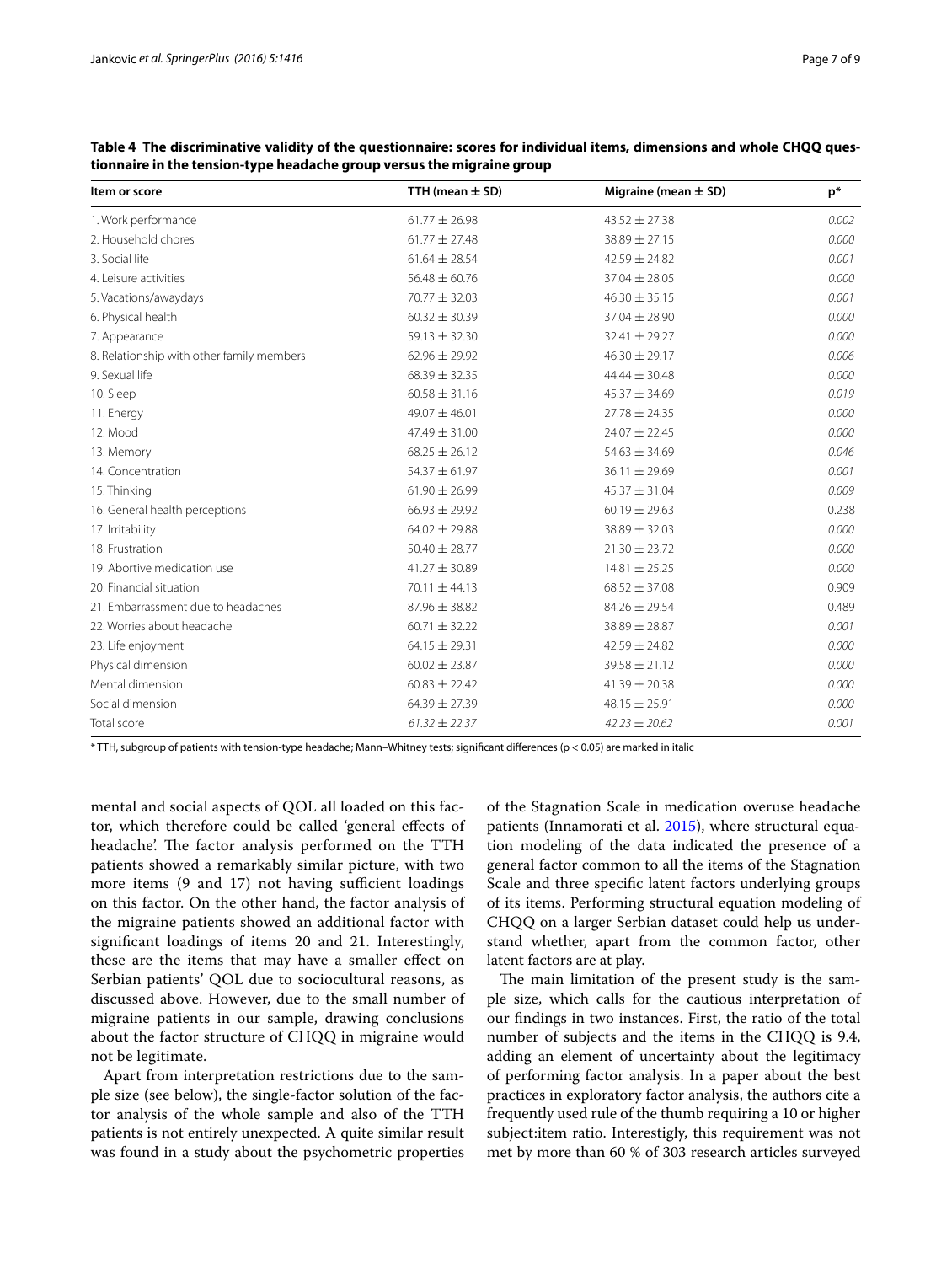**Table 4 The discriminative validity of the questionnaire: scores for individual items, dimensions and whole CHQQ questionnaire in the tension-type headache group versus the migraine group**

| Item or score | TTH (mean ± SD) | Migraine (mean ± SD) | p* |
|---|---|---|---|
| 1. Work performance | 61.77 ± 26.98 | 43.52 ± 27.38 | *0.002* |
| 2. Household chores | 61.77 ± 27.48 | 38.89 ± 27.15 | *0.000* |
| 3. Social life | 61.64 ± 28.54 | 42.59 ± 24.82 | *0.001* |
| 4. Leisure activities | 56.48 ± 60.76 | 37.04 ± 28.05 | *0.000* |
| 5. Vacations/awaydays | 70.77 ± 32.03 | 46.30 ± 35.15 | *0.001* |
| 6. Physical health | 60.32 ± 30.39 | 37.04 ± 28.90 | *0.000* |
| 7. Appearance | 59.13 ± 32.30 | 32.41 ± 29.27 | *0.000* |
| 8. Relationship with other family members | 62.96 ± 29.92 | 46.30 ± 29.17 | *0.006* |
| 9. Sexual life | 68.39 ± 32.35 | 44.44 ± 30.48 | *0.000* |
| 10. Sleep | 60.58 ± 31.16 | 45.37 ± 34.69 | *0.019* |
| 11. Energy | 49.07 ± 46.01 | 27.78 ± 24.35 | *0.000* |
| 12. Mood | 47.49 ± 31.00 | 24.07 ± 22.45 | *0.000* |
| 13. Memory | 68.25 ± 26.12 | 54.63 ± 34.69 | *0.046* |
| 14. Concentration | 54.37 ± 61.97 | 36.11 ± 29.69 | *0.001* |
| 15. Thinking | 61.90 ± 26.99 | 45.37 ± 31.04 | *0.009* |
| 16. General health perceptions | 66.93 ± 29.92 | 60.19 ± 29.63 | 0.238 |
| 17. Irritability | 64.02 ± 29.88 | 38.89 ± 32.03 | *0.000* |
| 18. Frustration | 50.40 ± 28.77 | 21.30 ± 23.72 | *0.000* |
| 19. Abortive medication use | 41.27 ± 30.89 | 14.81 ± 25.25 | *0.000* |
| 20. Financial situation | 70.11 ± 44.13 | 68.52 ± 37.08 | 0.909 |
| 21. Embarrassment due to headaches | 87.96 ± 38.82 | 84.26 ± 29.54 | 0.489 |
| 22. Worries about headache | 60.71 ± 32.22 | 38.89 ± 28.87 | *0.001* |
| 23. Life enjoyment | 64.15 ± 29.31 | 42.59 ± 24.82 | *0.000* |
| Physical dimension | 60.02 ± 23.87 | 39.58 ± 21.12 | *0.000* |
| Mental dimension | 60.83 ± 22.42 | 41.39 ± 20.38 | *0.000* |
| Social dimension | 64.39 ± 27.39 | 48.15 ± 25.91 | *0.000* |
| Total score | *61.32 ± 22.37* | *42.23 ± 20.62* | *0.001* |

\* TTH, subgroup of patients with tension-type headache; Mann–Whitney tests; significant differences ($p < 0.05$) are marked in italic

mental and social aspects of QOL all loaded on this factor, which therefore could be called 'general effects of headache'. The factor analysis performed on the TTH patients showed a remarkably similar picture, with two more items (9 and 17) not having sufficient loadings on this factor. On the other hand, the factor analysis of the migraine patients showed an additional factor with significant loadings of items 20 and 21. Interestingly, these are the items that may have a smaller effect on Serbian patients' QOL due to sociocultural reasons, as discussed above. However, due to the small number of migraine patients in our sample, drawing conclusions about the factor structure of CHQQ in migraine would not be legitimate.

Apart from interpretation restrictions due to the sample size (see below), the single-factor solution of the factor analysis of the whole sample and also of the TTH patients is not entirely unexpected. A quite similar result was found in a study about the psychometric properties of the Stagnation Scale in medication overuse headache patients (Innamorati et al. 2015), where structural equation modeling of the data indicated the presence of a general factor common to all the items of the Stagnation Scale and three specific latent factors underlying groups of its items. Performing structural equation modeling of CHQQ on a larger Serbian dataset could help us understand whether, apart from the common factor, other latent factors are at play.

The main limitation of the present study is the sample size, which calls for the cautious interpretation of our findings in two instances. First, the ratio of the total number of subjects and the items in the CHQQ is 9.4, adding an element of uncertainty about the legitimacy of performing factor analysis. In a paper about the best practices in exploratory factor analysis, the authors cite a frequently used rule of the thumb requiring a 10 or higher subject:item ratio. Interestigly, this requirement was not met by more than 60 % of 303 research articles surveyed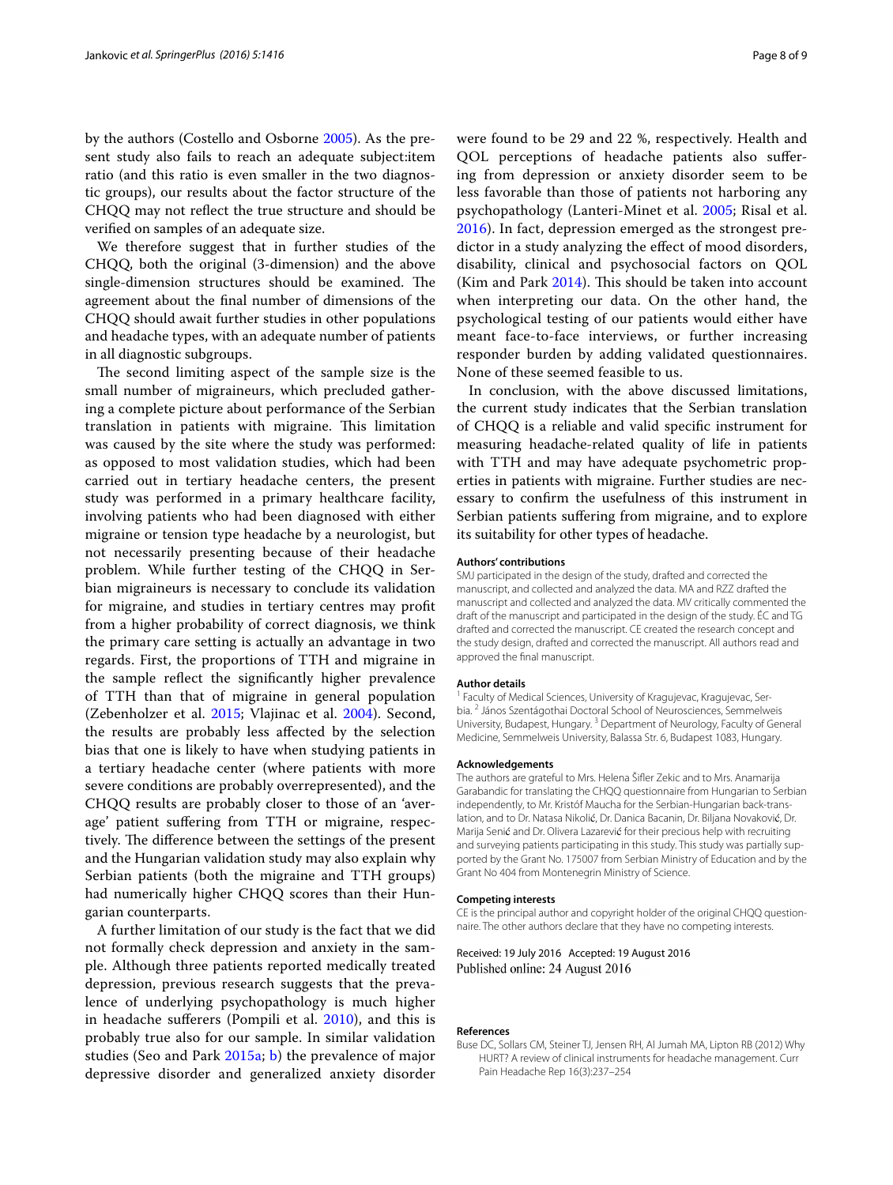by the authors (Costello and Osborne 2005). As the present study also fails to reach an adequate subject:item ratio (and this ratio is even smaller in the two diagnostic groups), our results about the factor structure of the CHQQ may not reflect the true structure and should be verified on samples of an adequate size.

We therefore suggest that in further studies of the CHQQ, both the original (3-dimension) and the above single-dimension structures should be examined. The agreement about the final number of dimensions of the CHQQ should await further studies in other populations and headache types, with an adequate number of patients in all diagnostic subgroups.

The second limiting aspect of the sample size is the small number of migraineurs, which precluded gathering a complete picture about performance of the Serbian translation in patients with migraine. This limitation was caused by the site where the study was performed: as opposed to most validation studies, which had been carried out in tertiary headache centers, the present study was performed in a primary healthcare facility, involving patients who had been diagnosed with either migraine or tension type headache by a neurologist, but not necessarily presenting because of their headache problem. While further testing of the CHQQ in Serbian migraineurs is necessary to conclude its validation for migraine, and studies in tertiary centres may profit from a higher probability of correct diagnosis, we think the primary care setting is actually an advantage in two regards. First, the proportions of TTH and migraine in the sample reflect the significantly higher prevalence of TTH than that of migraine in general population (Zebenholzer et al. 2015; Vlajinac et al. 2004). Second, the results are probably less affected by the selection bias that one is likely to have when studying patients in a tertiary headache center (where patients with more severe conditions are probably overrepresented), and the CHQQ results are probably closer to those of an 'average' patient suffering from TTH or migraine, respectively. The difference between the settings of the present and the Hungarian validation study may also explain why Serbian patients (both the migraine and TTH groups) had numerically higher CHQQ scores than their Hungarian counterparts.

A further limitation of our study is the fact that we did not formally check depression and anxiety in the sample. Although three patients reported medically treated depression, previous research suggests that the prevalence of underlying psychopathology is much higher in headache sufferers (Pompili et al. 2010), and this is probably true also for our sample. In similar validation studies (Seo and Park 2015a; b) the prevalence of major depressive disorder and generalized anxiety disorder were found to be 29 and 22 %, respectively. Health and QOL perceptions of headache patients also suffering from depression or anxiety disorder seem to be less favorable than those of patients not harboring any psychopathology (Lanteri-Minet et al. 2005; Risal et al. 2016). In fact, depression emerged as the strongest predictor in a study analyzing the effect of mood disorders, disability, clinical and psychosocial factors on QOL (Kim and Park 2014). This should be taken into account when interpreting our data. On the other hand, the psychological testing of our patients would either have meant face-to-face interviews, or further increasing responder burden by adding validated questionnaires. None of these seemed feasible to us.

In conclusion, with the above discussed limitations, the current study indicates that the Serbian translation of CHQQ is a reliable and valid specific instrument for measuring headache-related quality of life in patients with TTH and may have adequate psychometric properties in patients with migraine. Further studies are necessary to confirm the usefulness of this instrument in Serbian patients suffering from migraine, and to explore its suitability for other types of headache.

#### Authors' contributions

SMJ participated in the design of the study, drafted and corrected the manuscript, and collected and analyzed the data. MA and RZZ drafted the manuscript and collected and analyzed the data. MV critically commented the draft of the manuscript and participated in the design of the study. ÉC and TG drafted and corrected the manuscript. CE created the research concept and the study design, drafted and corrected the manuscript. All authors read and approved the final manuscript.

#### Author details

[1] Faculty of Medical Sciences, University of Kragujevac, Kragujevac, Serbia. [2] János Szentágothai Doctoral School of Neurosciences, Semmelweis University, Budapest, Hungary. [3] Department of Neurology, Faculty of General Medicine, Semmelweis University, Balassa Str. 6, Budapest 1083, Hungary.

#### Acknowledgements

The authors are grateful to Mrs. Helena Šifler Zekic and to Mrs. Anamarija Garabandic for translating the CHQQ questionnaire from Hungarian to Serbian independently, to Mr. Kristóf Maucha for the Serbian-Hungarian back-translation, and to Dr. Natasa Nikolić, Dr. Danica Bacanin, Dr. Biljana Novaković, Dr. Marija Senić and Dr. Olivera Lazarević for their precious help with recruiting and surveying patients participating in this study. This study was partially supported by the Grant No. 175007 from Serbian Ministry of Education and by the Grant No 404 from Montenegrin Ministry of Science.

#### Competing interests

CE is the principal author and copyright holder of the original CHQQ questionnaire. The other authors declare that they have no competing interests.

Received: 19 July 2016 Accepted: 19 August 2016
Published online: 24 August 2016

#### References

Buse DC, Sollars CM, Steiner TJ, Jensen RH, Al Jumah MA, Lipton RB (2012) Why HURT? A review of clinical instruments for headache management. Curr Pain Headache Rep 16(3):237–254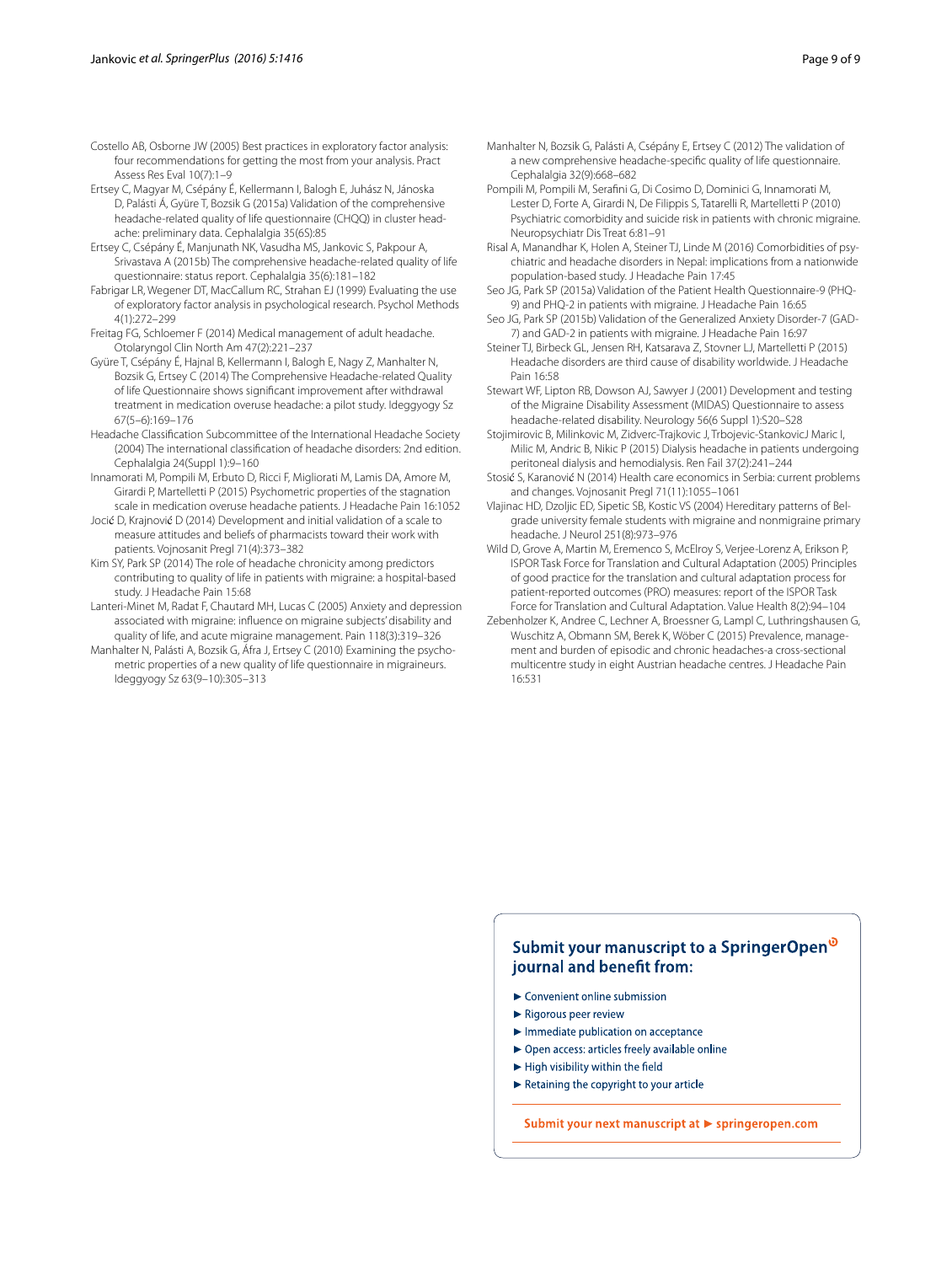Costello AB, Osborne JW (2005) Best practices in exploratory factor analysis: four recommendations for getting the most from your analysis. Pract Assess Res Eval 10(7):1–9

Ertsey C, Magyar M, Csépány É, Kellermann I, Balogh E, Juhász N, Jánoska D, Palásti Á, Gyüre T, Bozsik G (2015a) Validation of the comprehensive headache-related quality of life questionnaire (CHQQ) in cluster headache: preliminary data. Cephalalgia 35(6S):85

Ertsey C, Csépány É, Manjunath NK, Vasudha MS, Jankovic S, Pakpour A, Srivastava A (2015b) The comprehensive headache-related quality of life questionnaire: status report. Cephalalgia 35(6):181–182

Fabrigar LR, Wegener DT, MacCallum RC, Strahan EJ (1999) Evaluating the use of exploratory factor analysis in psychological research. Psychol Methods 4(1):272–299

Freitag FG, Schloemer F (2014) Medical management of adult headache. Otolaryngol Clin North Am 47(2):221–237

Gyüre T, Csépány É, Hajnal B, Kellermann I, Balogh E, Nagy Z, Manhalter N, Bozsik G, Ertsey C (2014) The Comprehensive Headache-related Quality of Life Questionnaire shows significant improvement after withdrawal treatment in medication overuse headache: a pilot study. Ideggyogy Sz 67(5–6):169–176

Headache Classification Subcommittee of the International Headache Society (2004) The international classification of headache disorders: 2nd edition. Cephalalgia 24(Suppl 1):9–160

Innamorati M, Pompili M, Erbuto D, Ricci F, Migliorati M, Lamis DA, Amore M, Girardi P, Martelletti P (2015) Psychometric properties of the stagnation scale in medication overuse headache patients. J Headache Pain 16:1052

Jocić D, Krajnović D (2014) Development and initial validation of a scale to measure attitudes and beliefs of pharmacists toward their work with patients. Vojnosanit Pregl 71(4):373–382

Kim SY, Park SP (2014) The role of headache chronicity among predictors contributing to quality of life in patients with migraine: a hospital-based study. J Headache Pain 15:68

Lanteri-Minet M, Radat F, Chautard MH, Lucas C (2005) Anxiety and depression associated with migraine: influence on migraine subjects' disability and quality of life, and acute migraine management. Pain 118(3):319–326

Manhalter N, Palásti A, Bozsik G, Áfra J, Ertsey C (2010) Examining the psychometric properties of a new quality of life questionnaire in migraineurs. Ideggyogy Sz 63(9–10):305–313

Manhalter N, Bozsik G, Palásti A, Csépány E, Ertsey C (2012) The validation of a new comprehensive headache-specific quality of life questionnaire. Cephalalgia 32(9):668–682

Pompili M, Pompili M, Serafini G, Di Cosimo D, Dominici G, Innamorati M, Lester D, Forte A, Girardi N, De Filippis S, Tatarelli R, Martelletti P (2010) Psychiatric comorbidity and suicide risk in patients with chronic migraine. Neuropsychiatr Dis Treat 6:81–91

Risal A, Manandhar K, Holen A, Steiner TJ, Linde M (2016) Comorbidities of psychiatric and headache disorders in Nepal: implications from a nationwide population-based study. J Headache Pain 17:45

Seo JG, Park SP (2015a) Validation of the Patient Health Questionnaire-9 (PHQ-9) and PHQ-2 in patients with migraine. J Headache Pain 16:65

Seo JG, Park SP (2015b) Validation of the Generalized Anxiety Disorder-7 (GAD-7) and GAD-2 in patients with migraine. J Headache Pain 16:97

Steiner TJ, Birbeck GL, Jensen RH, Katsarava Z, Stovner LJ, Martelletti P (2015) Headache disorders are third cause of disability worldwide. J Headache Pain 16:58

Stewart WF, Lipton RB, Dowson AJ, Sawyer J (2001) Development and testing of the Migraine Disability Assessment (MIDAS) Questionnaire to assess headache-related disability. Neurology 56(6 Suppl 1):S20–S28

Stojimirovic B, Milinkovic M, Zidverc-Trajkovic J, Trbojevic-StankovicJ Maric I, Milic M, Andric B, Nikic P (2015) Dialysis headache in patients undergoing peritoneal dialysis and hemodialysis. Ren Fail 37(2):241–244

Stosić S, Karanović N (2014) Health care economics in Serbia: current problems and changes. Vojnosanit Pregl 71(11):1055–1061

Vlajinac HD, Dzoljic ED, Sipetic SB, Kostic VS (2004) Hereditary patterns of Belgrade university female students with migraine and nonmigraine primary headache. J Neurol 251(8):973–976

Wild D, Grove A, Martin M, Eremenco S, McElroy S, Verjee-Lorenz A, Erikson P, ISPOR Task Force for Translation and Cultural Adaptation (2005) Principles of good practice for the translation and cultural adaptation process for patient-reported outcomes (PRO) measures: report of the ISPOR Task Force for Translation and Cultural Adaptation. Value Health 8(2):94–104

Zebenholzer K, Andree C, Lechner A, Broessner G, Lampl C, Luthringshausen G, Wuschitz A, Obmann SM, Berek K, Wöber C (2015) Prevalence, management and burden of episodic and chronic headaches-a cross-sectional multicentre study in eight Austrian headache centres. J Headache Pain 16:531

**Submit your manuscript to a SpringerOpen journal and benefit from:**

- ► Convenient online submission
- ► Rigorous peer review
- ► Immediate publication on acceptance
- ► Open access: articles freely available online
- ► High visibility within the field
- ► Retaining the copyright to your article

**Submit your next manuscript at ► springeropen.com**